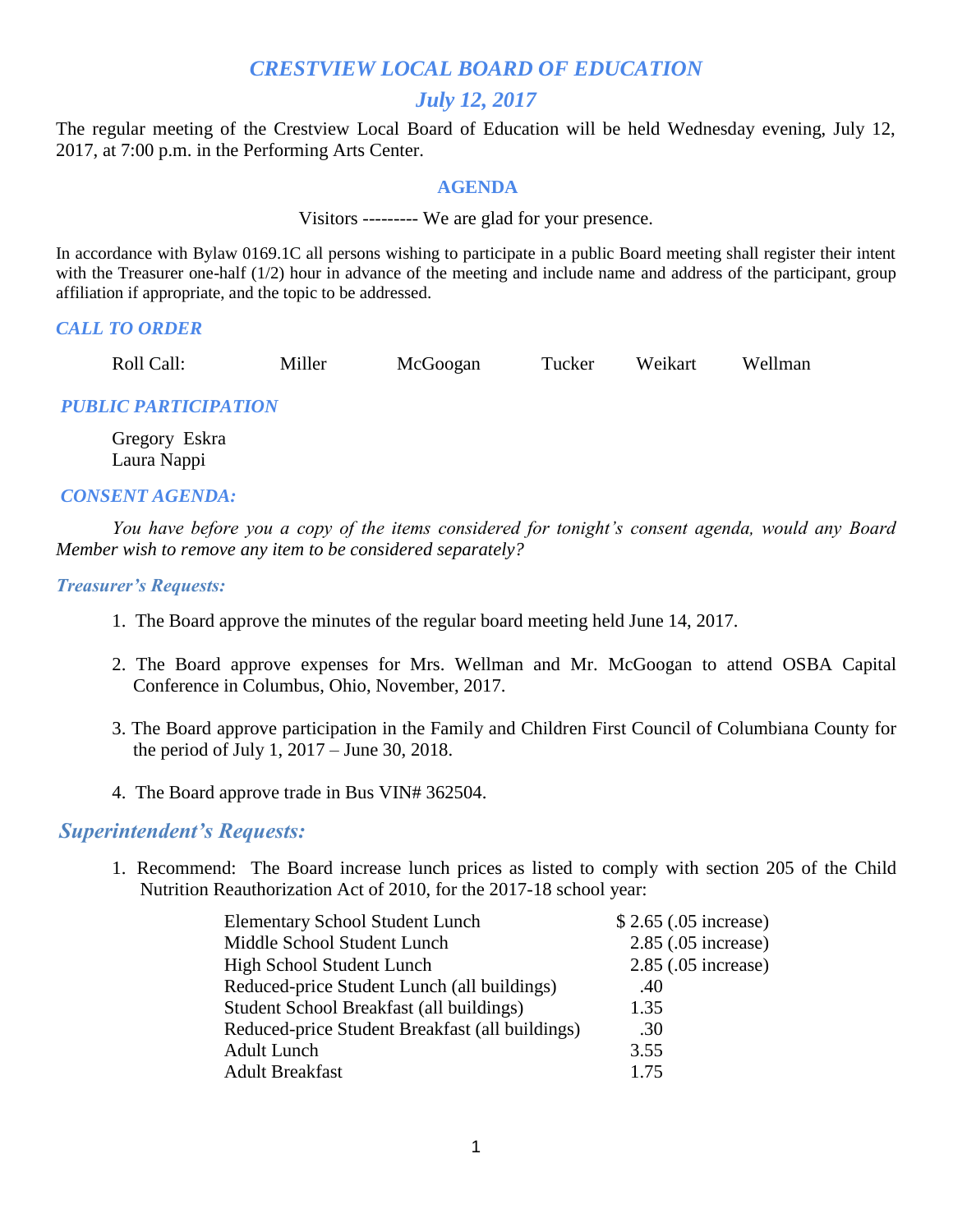# *CRESTVIEW LOCAL BOARD OF EDUCATION*

## *July 12, 2017*

The regular meeting of the Crestview Local Board of Education will be held Wednesday evening, July 12, 2017, at 7:00 p.m. in the Performing Arts Center.

### AGENDA

Visitors --------- We are glad for your presence.

In accordance with Bylaw 0169.1C all persons wishing to participate in a public Board meeting shall register their intent with the Treasurer one-half (1/2) hour in advance of the meeting and include name and address of the participant, group affiliation if appropriate, and the topic to be addressed.

### *CALL TO ORDER*

Roll Call: Miller McGoogan Tucker Weikart Wellman

### *PUBLIC PARTICIPATION*

Gregory Eskra
Laura Nappi

### *CONSENT AGENDA:*

*You have before you a copy of the items considered for tonight's consent agenda, would any Board Member wish to remove any item to be considered separately?*

### *Treasurer's Requests:*

1. The Board approve the minutes of the regular board meeting held June 14, 2017.

2. The Board approve expenses for Mrs. Wellman and Mr. McGoogan to attend OSBA Capital Conference in Columbus, Ohio, November, 2017.

3. The Board approve participation in the Family and Children First Council of Columbiana County for the period of July 1, 2017 – June 30, 2018.

4. The Board approve trade in Bus VIN# 362504.

## *Superintendent's Requests:*

1. Recommend: The Board increase lunch prices as listed to comply with section 205 of the Child Nutrition Reauthorization Act of 2010, for the 2017-18 school year:

| | |
|---|---|
| Elementary School Student Lunch | $ 2.65 (.05 increase) |
| Middle School Student Lunch | 2.85 (.05 increase) |
| High School Student Lunch | 2.85 (.05 increase) |
| Reduced-price Student Lunch (all buildings) | .40 |
| Student School Breakfast (all buildings) | 1.35 |
| Reduced-price Student Breakfast (all buildings) | .30 |
| Adult Lunch | 3.55 |
| Adult Breakfast | 1.75 |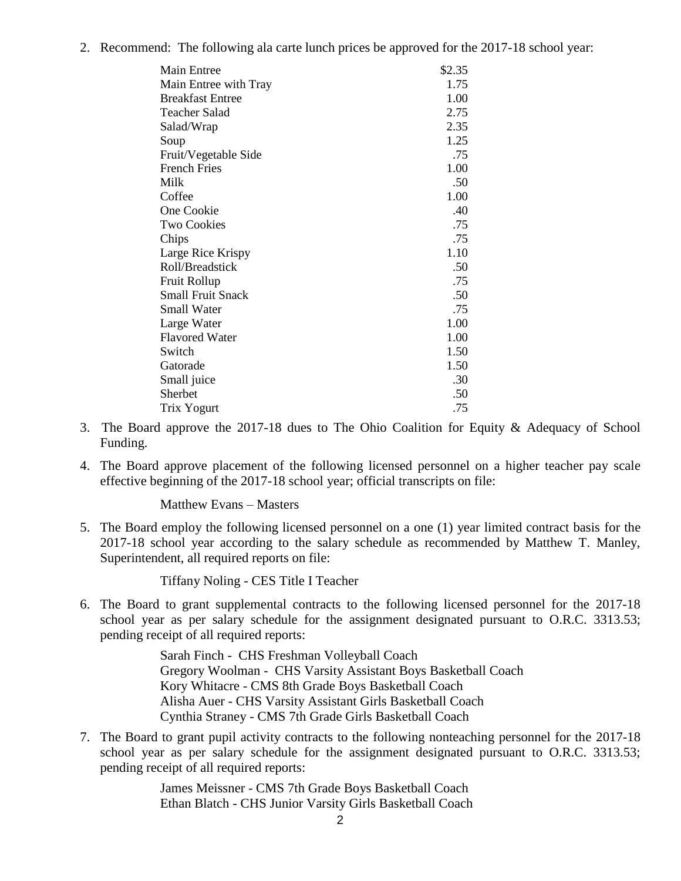2. Recommend: The following ala carte lunch prices be approved for the 2017-18 school year:

| Item | Price |
|---|---|
| Main Entree | $2.35 |
| Main Entree with Tray | 1.75 |
| Breakfast Entree | 1.00 |
| Teacher Salad | 2.75 |
| Salad/Wrap | 2.35 |
| Soup | 1.25 |
| Fruit/Vegetable Side | .75 |
| French Fries | 1.00 |
| Milk | .50 |
| Coffee | 1.00 |
| One Cookie | .40 |
| Two Cookies | .75 |
| Chips | .75 |
| Large Rice Krispy | 1.10 |
| Roll/Breadstick | .50 |
| Fruit Rollup | .75 |
| Small Fruit Snack | .50 |
| Small Water | .75 |
| Large Water | 1.00 |
| Flavored Water | 1.00 |
| Switch | 1.50 |
| Gatorade | 1.50 |
| Small juice | .30 |
| Sherbet | .50 |
| Trix Yogurt | .75 |

3. The Board approve the 2017-18 dues to The Ohio Coalition for Equity & Adequacy of School Funding.

4. The Board approve placement of the following licensed personnel on a higher teacher pay scale effective beginning of the 2017-18 school year; official transcripts on file:

   Matthew Evans – Masters

5. The Board employ the following licensed personnel on a one (1) year limited contract basis for the 2017-18 school year according to the salary schedule as recommended by Matthew T. Manley, Superintendent, all required reports on file:

   Tiffany Noling - CES Title I Teacher

6. The Board to grant supplemental contracts to the following licensed personnel for the 2017-18 school year as per salary schedule for the assignment designated pursuant to O.R.C. 3313.53; pending receipt of all required reports:

   Sarah Finch - CHS Freshman Volleyball Coach
   Gregory Woolman - CHS Varsity Assistant Boys Basketball Coach
   Kory Whitacre - CMS 8th Grade Boys Basketball Coach
   Alisha Auer - CHS Varsity Assistant Girls Basketball Coach
   Cynthia Straney - CMS 7th Grade Girls Basketball Coach

7. The Board to grant pupil activity contracts to the following nonteaching personnel for the 2017-18 school year as per salary schedule for the assignment designated pursuant to O.R.C. 3313.53; pending receipt of all required reports:

   James Meissner - CMS 7th Grade Boys Basketball Coach
   Ethan Blatch - CHS Junior Varsity Girls Basketball Coach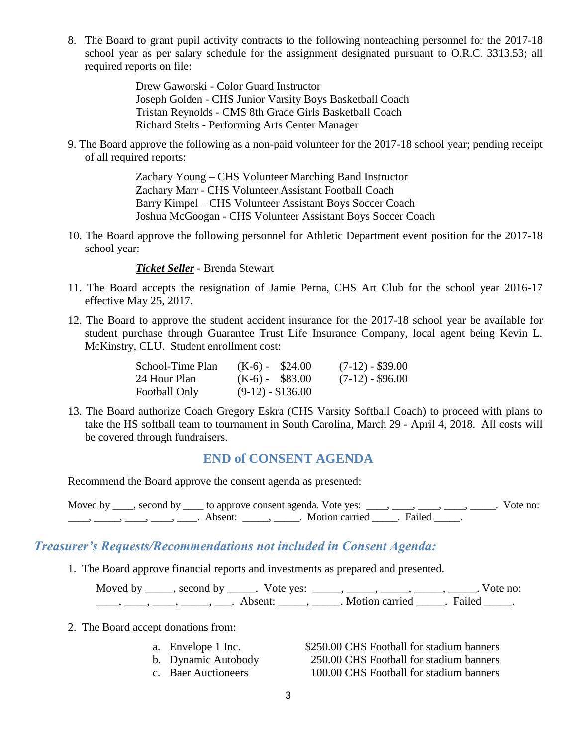8. The Board to grant pupil activity contracts to the following nonteaching personnel for the 2017-18 school year as per salary schedule for the assignment designated pursuant to O.R.C. 3313.53; all required reports on file:

   Drew Gaworski - Color Guard Instructor
   Joseph Golden - CHS Junior Varsity Boys Basketball Coach
   Tristan Reynolds - CMS 8th Grade Girls Basketball Coach
   Richard Stelts - Performing Arts Center Manager

9. The Board approve the following as a non-paid volunteer for the 2017-18 school year; pending receipt of all required reports:

   Zachary Young – CHS Volunteer Marching Band Instructor
   Zachary Marr - CHS Volunteer Assistant Football Coach
   Barry Kimpel – CHS Volunteer Assistant Boys Soccer Coach
   Joshua McGoogan - CHS Volunteer Assistant Boys Soccer Coach

10. The Board approve the following personnel for Athletic Department event position for the 2017-18 school year:

    ***Ticket Seller*** - Brenda Stewart

11. The Board accepts the resignation of Jamie Perna, CHS Art Club for the school year 2016-17 effective May 25, 2017.

12. The Board to approve the student accident insurance for the 2017-18 school year be available for student purchase through Guarantee Trust Life Insurance Company, local agent being Kevin L. McKinstry, CLU. Student enrollment cost:

| | | |
|---|---|---|
| School-Time Plan | (K-6) - $24.00 | (7-12) - $39.00 |
| 24 Hour Plan | (K-6) - $83.00 | (7-12) - $96.00 |
| Football Only | (9-12) - $136.00 | |

13. The Board authorize Coach Gregory Eskra (CHS Varsity Softball Coach) to proceed with plans to take the HS softball team to tournament in South Carolina, March 29 - April 4, 2018. All costs will be covered through fundraisers.

## END of CONSENT AGENDA

Recommend the Board approve the consent agenda as presented:

Moved by ____, second by ____ to approve consent agenda. Vote yes: ____, ____, ____, ____, _____. Vote no: ____, _____, ____, ____, ____. Absent: _____, _____. Motion carried _____. Failed _____.

## *Treasurer's Requests/Recommendations not included in Consent Agenda:*

1. The Board approve financial reports and investments as prepared and presented.

   Moved by _____, second by _____. Vote yes: _____, _____, _____, _____, _____. Vote no: ____, ____, ____, _____, ___. Absent: _____, _____. Motion carried _____. Failed _____.

2. The Board accept donations from:

   a. Envelope 1 Inc. — $250.00 CHS Football for stadium banners
   b. Dynamic Autobody — 250.00 CHS Football for stadium banners
   c. Baer Auctioneers — 100.00 CHS Football for stadium banners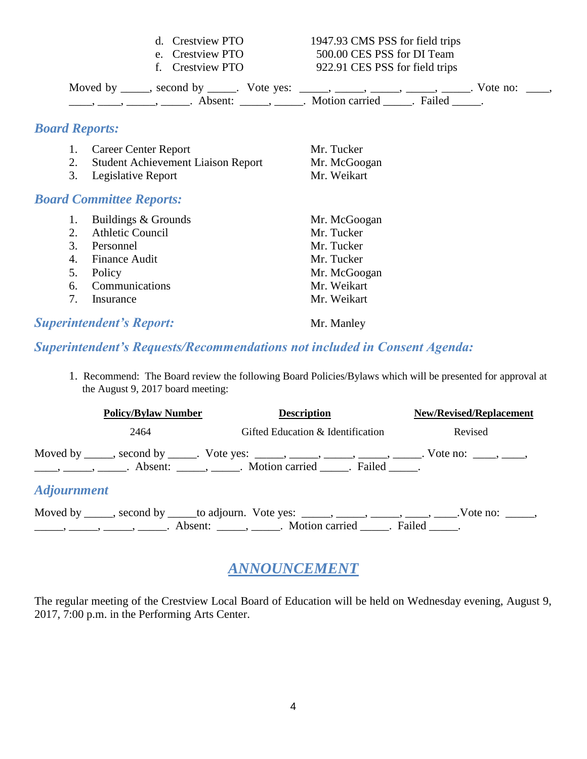| | | |
|---|---|---|
| d. | Crestview PTO | 1947.93 CMS PSS for field trips |
| e. | Crestview PTO | 500.00 CES PSS for DI Team |
| f. | Crestview PTO | 922.91 CES PSS for field trips |

Moved by _____, second by _____. Vote yes: _____, _____, _____, _____, _____. Vote no: ____, ____, ____, _____, _____. Absent: _____, _____. Motion carried _____. Failed _____.

## *Board Reports:*

| | | |
|---|---|---|
| 1. | Career Center Report | Mr. Tucker |
| 2. | Student Achievement Liaison Report | Mr. McGoogan |
| 3. | Legislative Report | Mr. Weikart |

## *Board Committee Reports:*

| | | |
|---|---|---|
| 1. | Buildings & Grounds | Mr. McGoogan |
| 2. | Athletic Council | Mr. Tucker |
| 3. | Personnel | Mr. Tucker |
| 4. | Finance Audit | Mr. Tucker |
| 5. | Policy | Mr. McGoogan |
| 6. | Communications | Mr. Weikart |
| 7. | Insurance | Mr. Weikart |

## *Superintendent's Report:* Mr. Manley

## *Superintendent's Requests/Recommendations not included in Consent Agenda:*

1. Recommend: The Board review the following Board Policies/Bylaws which will be presented for approval at the August 9, 2017 board meeting:

| Policy/Bylaw Number | Description | New/Revised/Replacement |
|---|---|---|
| 2464 | Gifted Education & Identification | Revised |

Moved by _____, second by _____. Vote yes: _____, _____, _____, _____, _____. Vote no: ____, ____, ____, _____, _____. Absent: _____, _____. Motion carried _____. Failed _____.

## *Adjournment*

Moved by _____, second by _____to adjourn. Vote yes: _____, _____, _____, ____, ____.Vote no: _____, _____, _____, _____, _____. Absent: _____, _____. Motion carried _____. Failed _____.

## *ANNOUNCEMENT*

The regular meeting of the Crestview Local Board of Education will be held on Wednesday evening, August 9, 2017, 7:00 p.m. in the Performing Arts Center.